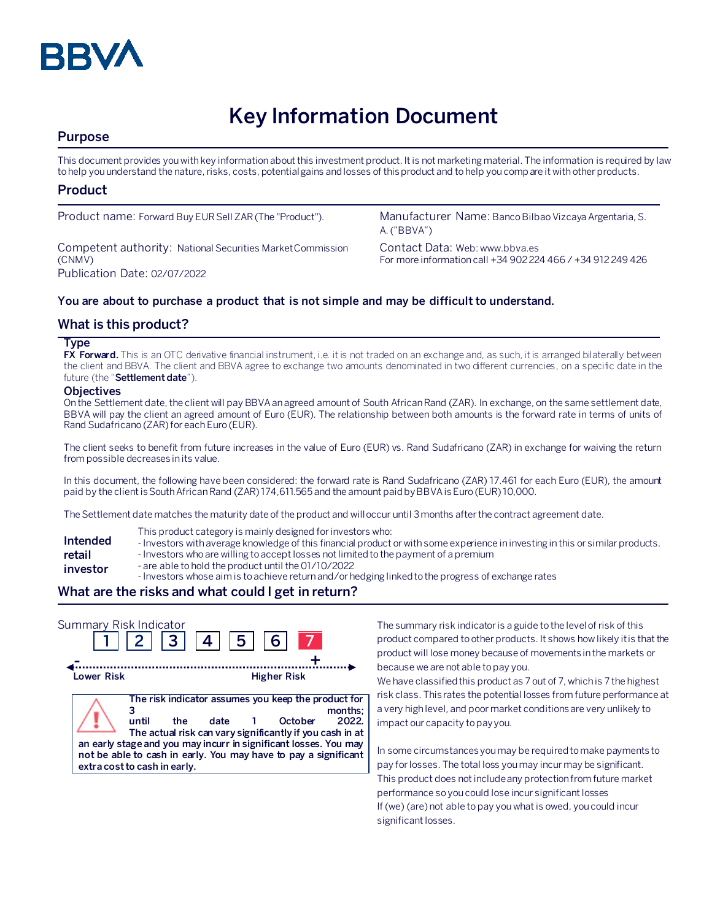BBVA

# Key Information Document

## Purpose

This document provides you with key information about this investment product. It is not marketing material. The information is required by law to help you understand the nature, risks, costs, potential gains and losses of this product and to help you compare it with other products.

## Product

Product name: Forward Buy EUR Sell ZAR (The "Product").

Manufacturer Name: Banco Bilbao Vizcaya Argentaria, S. A. ("BBVA")

Competent authority: National Securities Market Commission (CNMV)

Contact Data: Web: www.bbva.es
For more information call +34 902 224 466 / +34 912 249 426

Publication Date: 02/07/2022

**You are about to purchase a product that is not simple and may be difficult to understand.**

## What is this product?

### Type

**FX Forward.** This is an OTC derivative financial instrument, i.e. it is not traded on an exchange and, as such, it is arranged bilaterally between the client and BBVA. The client and BBVA agree to exchange two amounts denominated in two different currencies, on a specific date in the future (the "**Settlement date**").

### Objectives

On the Settlement date, the client will pay BBVA an agreed amount of South African Rand (ZAR). In exchange, on the same settlement date, BBVA will pay the client an agreed amount of Euro (EUR). The relationship between both amounts is the forward rate in terms of units of Rand Sudafricano (ZAR) for each Euro (EUR).

The client seeks to benefit from future increases in the value of Euro (EUR) vs. Rand Sudafricano (ZAR) in exchange for waiving the return from possible decreases in its value.

In this document, the following have been considered: the forward rate is Rand Sudafricano (ZAR) 17.461 for each Euro (EUR), the amount paid by the client is South African Rand (ZAR) 174,611.565 and the amount paid by BBVA is Euro (EUR) 10,000.

The Settlement date matches the maturity date of the product and will occur until 3 months after the contract agreement date.

**Intended retail investor**

This product category is mainly designed for investors who:
- Investors with average knowledge of this financial product or with some experience in investing in this or similar products.
- Investors who are willing to accept losses not limited to the payment of a premium
- are able to hold the product until the 01/10/2022
- Investors whose aim is to achieve return and/or hedging linked to the progress of exchange rates

## What are the risks and what could I get in return?

Summary Risk Indicator

1 | 2 | 3 | 4 | 5 | 6 | **7**

Lower Risk ← → Higher Risk

**The risk indicator assumes you keep the product for 3 months; until the date 1 October 2022. The actual risk can vary significantly if you cash in at an early stage and you may incurr in significant losses. You may not be able to cash in early. You may have to pay a significant extra cost to cash in early.**

The summary risk indicator is a guide to the level of risk of this product compared to other products. It shows how likely it is that the product will lose money because of movements in the markets or because we are not able to pay you.
We have classified this product as 7 out of 7, which is 7 the highest risk class. This rates the potential losses from future performance at a very high level, and poor market conditions are very unlikely to impact our capacity to pay you.

In some circumstances you may be required to make payments to pay for losses. The total loss you may incur may be significant. This product does not include any protection from future market performance so you could lose incur significant losses
If (we) (are) not able to pay you what is owed, you could incur significant losses.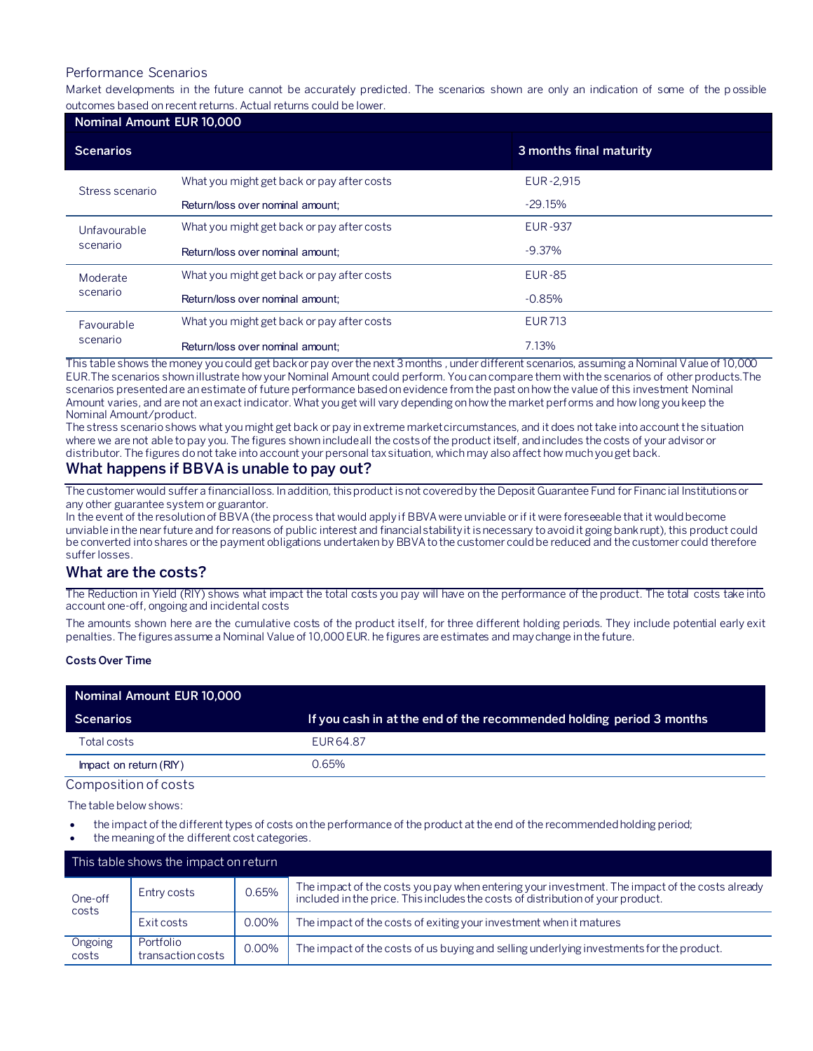### Performance Scenarios

Market developments in the future cannot be accurately predicted. The scenarios shown are only an indication of some of the possible outcomes based on recent returns. Actual returns could be lower.

| Nominal Amount EUR 10,000 | | |
|---|---|---|
| **Scenarios** | | **3 months final maturity** |
| Stress scenario | What you might get back or pay after costs | EUR -2,915 |
| | Return/loss over nominal amount; | -29.15% |
| Unfavourable scenario | What you might get back or pay after costs | EUR -937 |
| | Return/loss over nominal amount; | -9.37% |
| Moderate scenario | What you might get back or pay after costs | EUR -85 |
| | Return/loss over nominal amount; | -0.85% |
| Favourable scenario | What you might get back or pay after costs | EUR 713 |
| | Return/loss over nominal amount; | 7.13% |

This table shows the money you could get back or pay over the next 3 months , under different scenarios, assuming a Nominal Value of 10,000 EUR.The scenarios shown illustrate how your Nominal Amount could perform. You can compare them with the scenarios of other products.The scenarios presented are an estimate of future performance based on evidence from the past on how the value of this investment Nominal Amount varies, and are not an exact indicator. What you get will vary depending on how the market performs and how long you keep the Nominal Amount/product.

The stress scenario shows what you might get back or pay in extreme market circumstances, and it does not take into account the situation where we are not able to pay you. The figures shown include all the costs of the product itself, and includes the costs of your advisor or distributor. The figures do not take into account your personal tax situation, which may also affect how much you get back.

## What happens if BBVA is unable to pay out?

The customer would suffer a financial loss. In addition, this product is not covered by the Deposit Guarantee Fund for Financial Institutions or any other guarantee system or guarantor.

In the event of the resolution of BBVA (the process that would apply if BBVA were unviable or if it were foreseeable that it would become unviable in the near future and for reasons of public interest and financial stability it is necessary to avoid it going bankrupt), this product could be converted into shares or the payment obligations undertaken by BBVA to the customer could be reduced and the customer could therefore suffer losses.

## What are the costs?

The Reduction in Yield (RIY) shows what impact the total costs you pay will have on the performance of the product. The total costs take into account one-off, ongoing and incidental costs

The amounts shown here are the cumulative costs of the product itself, for three different holding periods. They include potential early exit penalties. The figures assume a Nominal Value of 10,000 EUR. he figures are estimates and may change in the future.

**Costs Over Time**

| Nominal Amount EUR 10,000 | |
|---|---|
| **Scenarios** | **If you cash in at the end of the recommended holding period 3 months** |
| Total costs | EUR 64.87 |
| Impact on return (RIY) | 0.65% |

### Composition of costs

The table below shows:

- the impact of the different types of costs on the performance of the product at the end of the recommended holding period;
- the meaning of the different cost categories.

| This table shows the impact on return | | | |
|---|---|---|---|
| One-off costs | Entry costs | 0.65% | The impact of the costs you pay when entering your investment. The impact of the costs already included in the price. This includes the costs of distribution of your product. |
| | Exit costs | 0.00% | The impact of the costs of exiting your investment when it matures |
| Ongoing costs | Portfolio transaction costs | 0.00% | The impact of the costs of us buying and selling underlying investments for the product. |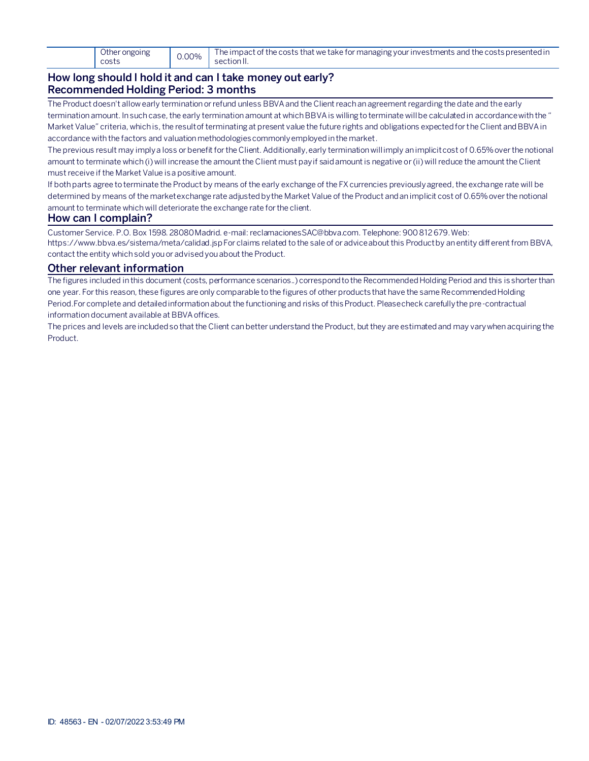| | | | |
|---|---|---|---|
| | Other ongoing costs | 0.00% | The impact of the costs that we take for managing your investments and the costs presented in section II. |

## How long should I hold it and can I take money out early?
## Recommended Holding Period: 3 months

The Product doesn't allow early termination or refund unless BBVA and the Client reach an agreement regarding the date and the early termination amount. In such case, the early termination amount at which BBVA is willing to terminate will be calculated in accordance with the " Market Value" criteria, which is, the result of terminating at present value the future rights and obligations expected for the Client and BBVA in accordance with the factors and valuation methodologies commonly employed in the market.

The previous result may imply a loss or benefit for the Client. Additionally, early termination will imply an implicit cost of 0.65% over the notional amount to terminate which (i) will increase the amount the Client must pay if said amount is negative or (ii) will reduce the amount the Client must receive if the Market Value is a positive amount.

If both parts agree to terminate the Product by means of the early exchange of the FX currencies previously agreed, the exchange rate will be determined by means of the market exchange rate adjusted by the Market Value of the Product and an implicit cost of 0.65% over the notional amount to terminate which will deteriorate the exchange rate for the client.

## How can I complain?

Customer Service. P.O. Box 1598. 28080 Madrid. e-mail: reclamacionesSAC@bbva.com. Telephone: 900 812 679. Web: https://www.bbva.es/sistema/meta/calidad.jsp For claims related to the sale of or advice about this Product by an entity different from BBVA, contact the entity which sold you or advised you about the Product.

## Other relevant information

The figures included in this document (costs, performance scenarios..) correspond to the Recommended Holding Period and this is shorter than one year. For this reason, these figures are only comparable to the figures of other products that have the same Recommended Holding Period.For complete and detailed information about the functioning and risks of this Product. Please check carefully the pre-contractual information document available at BBVA offices.

The prices and levels are included so that the Client can better understand the Product, but they are estimated and may vary when acquiring the Product.

ID: 48563 - EN - 02/07/2022 3:53:49 PM